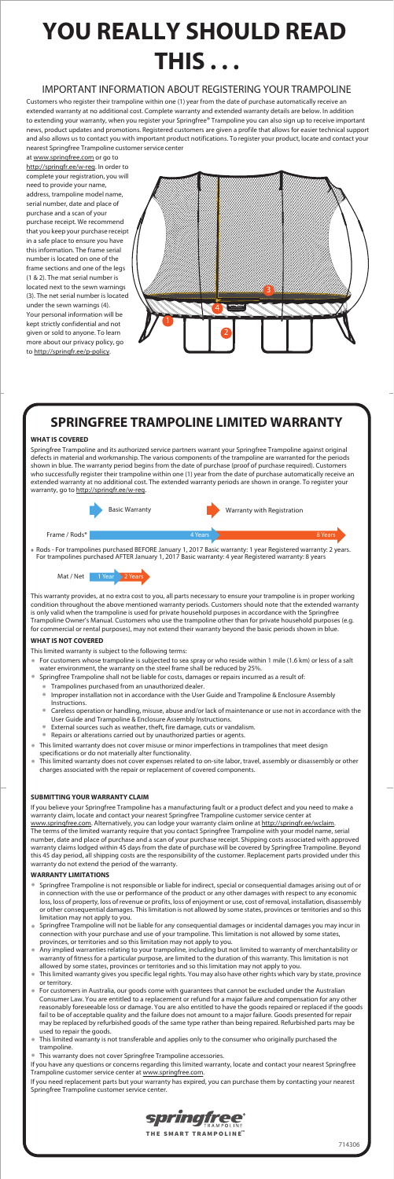# YOU REALLY SHOULD READ THIS . . .

## IMPORTANT INFORMATION ABOUT REGISTERING YOUR TRAMPOLINE

Customers who register their trampoline within one (1) year from the date of purchase automatically receive an extended warranty at no additional cost. Complete warranty and extended warranty details are below. In addition to extending your warranty, when you register your Springfree® Trampoline you can also sign up to receive important news, product updates and promotions. Registered customers are given a profile that allows for easier technical support and also allows us to contact you with important product notifications. To register your product, locate and contact your nearest Springfree Trampoline customer service center at www.springfree.com or go to http://springfr.ee/w-reg. In order to complete your registration, you will need to provide your name, address, trampoline model name, serial number, date and place of purchase and a scan of your purchase receipt. We recommend that you keep your purchase receipt in a safe place to ensure you have this information. The frame serial number is located on one of the frame sections and one of the legs (1 & 2). The mat serial number is located next to the sewn warnings (3). The net serial number is located under the sewn warnings (4). Your personal information will be kept strictly confidential and not given or sold to anyone. To learn more about our privacy policy, go to http://springfr.ee/p-policy.

1

2

3

4

# SPRINGFREE TRAMPOLINE LIMITED WARRANTY

### WHAT IS COVERED

Springfree Trampoline and its authorized service partners warrant your Springfree Trampoline against original defects in materials and workmanship. The various components of the trampoline are warranted for the periods shown in blue. The warranty period begins from the date of purchase (proof of purchase required). Customers who successfully register their trampoline within one (1) year from the date of purchase automatically receive an extended warranty at no additional cost. The extended warranty periods are shown in orange. To register your warranty, go to http://springfr.ee/w-reg.

| | Basic Warranty | Warranty with Registration |
|---|---|---|
| Frame / Rods* | 4 Years | 8 Years |
| Mat / Net | 1 Year | 2 Years |

- Rods - For trampolines purchased BEFORE January 1, 2017 Basic warranty: 1 year Registered warranty: 2 years. For trampolines purchased AFTER January 1, 2017 Basic warranty: 4 year Registered warranty: 8 years

This warranty provides, at no extra cost to you, all parts necessary to ensure your trampoline is in proper working condition throughout the above mentioned warranty periods. Customers should note that the extended warranty is only valid when the trampoline is used for private household purposes in accordance with the Springfree Trampoline Owner's Manual. Customers who use the trampoline other than for private household purposes (e.g. for commercial or rental purposes), may not extend their warranty beyond the basic periods shown in blue.

### WHAT IS NOT COVERED

This limited warranty is subject to the following terms:

- For customers whose trampoline is subjected to sea spray or who reside within 1 mile (1.6 km) or less of a salt water environment, the warranty on the steel frame shall be reduced by 25%.
- Springfree Trampoline shall not be liable for costs, damages or repairs incurred as a result of:
  - Trampolines purchased from an unauthorized dealer.
  - Improper installation not in accordance with the User Guide and Trampoline & Enclosure Assembly Instructions.
  - Careless operation or handling, misuse, abuse and/or lack of maintenance or use not in accordance with the User Guide and Trampoline & Enclosure Assembly Instructions.
  - External sources such as weather, theft, fire damage, cuts or vandalism.
  - Repairs or alterations carried out by unauthorized parties or agents.
- This limited warranty does not cover misuse or minor imperfections in trampolines that meet design specifications or do not materially alter functionality.
- This limited warranty does not cover expenses related to on-site labor, travel, assembly or disassembly or other charges associated with the repair or replacement of covered components.

### SUBMITTING YOUR WARRANTY CLAIM

If you believe your Springfree Trampoline has a manufacturing fault or a product defect and you need to make a warranty claim, locate and contact your nearest Springfree Trampoline customer service center at www.springfree.com. Alternatively, you can lodge your warranty claim online at http://springfr.ee/wclaim. The terms of the limited warranty require that you contact Springfree Trampoline with your model name, serial number, date and place of purchase and a scan of your purchase receipt. Shipping costs associated with approved warranty claims lodged within 45 days from the date of purchase will be covered by Springfree Trampoline. Beyond this 45 day period, all shipping costs are the responsibility of the customer. Replacement parts provided under this warranty do not extend the period of the warranty.

### WARRANTY LIMITATIONS

- Springfree Trampoline is not responsible or liable for indirect, special or consequential damages arising out of or in connection with the use or performance of the product or any other damages with respect to any economic loss, loss of property, loss of revenue or profits, loss of enjoyment or use, cost of removal, installation, disassembly or other consequential damages. This limitation is not allowed by some states, provinces or territories and so this limitation may not apply to you.
- Springfree Trampoline will not be liable for any consequential damages or incidental damages you may incur in connection with your purchase and use of your trampoline. This limitation is not allowed by some states, provinces, or territories and so this limitation may not apply to you.
- Any implied warranties relating to your trampoline, including but not limited to warranty of merchantability or warranty of fitness for a particular purpose, are limited to the duration of this warranty. This limitation is not allowed by some states, provinces or territories and so this limitation may not apply to you.
- This limited warranty gives you specific legal rights. You may also have other rights which vary by state, province or territory.
- For customers in Australia, our goods come with guarantees that cannot be excluded under the Australian Consumer Law. You are entitled to a replacement or refund for a major failure and compensation for any other reasonably foreseeable loss or damage. You are also entitled to have the goods repaired or replaced if the goods fail to be of acceptable quality and the failure does not amount to a major failure. Goods presented for repair may be replaced by refurbished goods of the same type rather than being repaired. Refurbished parts may be used to repair the goods.
- This limited warranty is not transferable and applies only to the consumer who originally purchased the trampoline.
- This warranty does not cover Springfree Trampoline accessories.

If you have any questions or concerns regarding this limited warranty, locate and contact your nearest Springfree Trampoline customer service center at www.springfree.com.

If you need replacement parts but your warranty has expired, you can purchase them by contacting your nearest Springfree Trampoline customer service center.

springfree® TRAMPOLINE

THE SMART TRAMPOLINE™

714306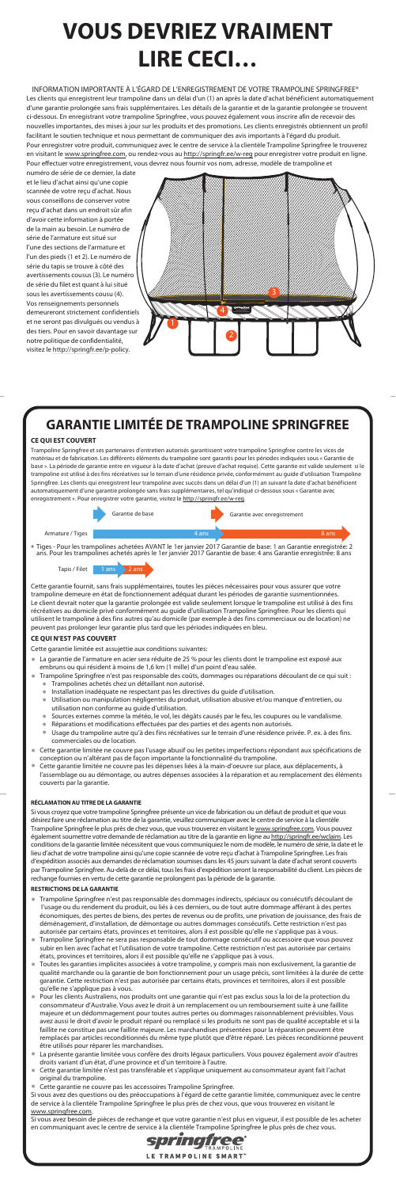# VOUS DEVRIEZ VRAIMENT LIRE CECI…

INFORMATION IMPORTANTE À L'ÉGARD DE L'ENREGISTREMENT DE VOTRE TRAMPOLINE SPRINGFREE®

Les clients qui enregistrent leur trampoline dans un délai d'un (1) an après la date d'achat bénéficient automatiquement d'une garantie prolongée sans frais supplémentaires. Les détails de la garantie et de la garantie prolongée se trouvent ci-dessous. En enregistrant votre trampoline Springfree, vous pouvez également vous inscrire afin de recevoir des nouvelles importantes, des mises à jour sur les produits et des promotions. Les clients enregistrés obtiennent un profil facilitant le soutien technique et nous permettant de communiquer des avis importants à l'égard du produit. Pour enregistrer votre produit, communiquez avec le centre de service à la clientèle Trampoline Springfree le trouverez en visitant le www.springfree.com, ou rendez-vous au http://springfr.ee/w-reg pour enregistrer votre produit en ligne. Pour effectuer votre enregistrement, vous devrez nous fournir vos nom, adresse, modèle de trampoline et numéro de série de ce dernier, la date et le lieu d'achat ainsi qu'une copie scannée de votre reçu d'achat. Nous vous conseillons de conserver votre reçu d'achat dans un endroit sûr afin d'avoir cette information à portée de la main au besoin. Le numéro de série de l'armature est situé sur l'une des sections de l'armature et l'un des pieds (1 et 2). Le numéro de série du tapis se trouve à côté des avertissements cousus (3). Le numéro de série du filet est quant à lui situé sous les avertissements cousus (4). Vos renseignements personnels demeureront strictement confidentiels et ne seront pas divulgués ou vendus à des tiers. Pour en savoir davantage sur notre politique de confidentialité, visitez le http://springfr.ee/p-policy.

1

2

3

4

## GARANTIE LIMITÉE DE TRAMPOLINE SPRINGFREE

### CE QUI EST COUVERT

Trampoline Springfree et ses partenaires d'entretien autorisés garantissent votre trampoline Springfree contre les vices de matériau et de fabrication. Les différents éléments du trampoline sont garantis pour les périodes indiquées sous « Garantie de base ». La période de garantie entre en vigueur à la date d'achat (preuve d'achat requise). Cette garantie est valide seulement si le trampoline est utilisé à des fins récréatives sur le terrain d'une résidence privée, conformément au guide d'utilisation Trampoline Springfree. Les clients qui enregistrent leur trampoline avec succès dans un délai d'un (1) an suivant la date d'achat bénéficient automatiquement d'une garantie prolongée sans frais supplémentaires, tel qu'indiqué ci-dessous sous « Garantie avec enregistrement ». Pour enregistrer votre garantie, visitez le http://springfr.ee/w-reg.

Garantie de base

Garantie avec enregistrement

Armature / Tiges — 4 ans — 8 ans

* Tiges - Pour les trampolines achetées AVANT le 1er janvier 2017 Garantie de base: 1 an Garantie enregistrée: 2 ans. Pour les trampolines achetés après le 1er janvier 2017 Garantie de base: 4 ans Garantie enregistrée: 8 ans

Tapis / Filet — 1 ans — 2 ans

Cette garantie fournit, sans frais supplémentaires, toutes les pièces nécessaires pour vous assurer que votre trampoline demeure en état de fonctionnement adéquat durant les périodes de garantie susmentionnées. Le client devrait noter que la garantie prolongée est valide seulement lorsque le trampoline est utilisé à des fins récréatives au domicile privé conformément au guide d'utilisation Trampoline Springfree. Pour les clients qui utilisent le trampoline à des fins autres qu'au domicile (par exemple à des fins commerciales ou de location) ne peuvent pas prolonger leur garantie plus tard que les périodes indiquées en bleu.

### CE QUI N'EST PAS COUVERT

Cette garantie limitée est assujettie aux conditions suivantes:

- La garantie de l'armature en acier sera réduite de 25 % pour les clients dont le trampoline est exposé aux embruns ou qui résident à moins de 1,6 km (1 mille) d'un point d'eau salée.
- Trampoline Springfree n'est pas responsable des coûts, dommages ou réparations découlant de ce qui suit :
  - Trampolines achetés chez un détaillant non autorisé.
  - Installation inadéquate ne respectant pas les directives du guide d'utilisation.
  - Utilisation ou manipulation négligentes du produit, utilisation abusive et/ou manque d'entretien, ou utilisation non conforme au guide d'utilisation.
  - Sources externes comme la météo, le vol, les dégâts causés par le feu, les coupures ou le vandalisme.
  - Réparations et modifications effectuées par des parties et des agents non autorisés.
  - Usage du trampoline autre qu'à des fins récréatives sur le terrain d'une résidence privée. P. ex. à des fins. commerciales ou de location.
- Cette garantie limitée ne couvre pas l'usage abusif ou les petites imperfections répondant aux spécifications de conception ou n'altérant pas de façon importante la fonctionnalité du trampoline.
- Cette garantie limitée ne couvre pas les dépenses liées à la main-d'oeuvre sur place, aux déplacements, à l'assemblage ou au démontage, ou autres dépenses associées à la réparation et au remplacement des éléments couverts par la garantie.

### RÉCLAMATION AU TITRE DE LA GARANTIE

Si vous croyez que votre trampoline Springfree présente un vice de fabrication ou un défaut de produit et que vous désirez faire une réclamation au titre de la garantie, veuillez communiquer avec le centre de service à la clientèle Trampoline Springfree le plus près de chez vous, que vous trouverez en visitant le www.springfree.com. Vous pouvez également soumettre votre demande de réclamation au titre de la garantie en ligne au http://springfr.ee/wclaim. Les conditions de la garantie limitée nécessitent que vous communiquiez le nom de modèle, le numéro de série, la date et le lieu d'achat de votre trampoline ainsi qu'une copie scannée de votre reçu d'achat à Trampoline Springfree. Les frais d'expédition associés aux demandes de réclamation soumises dans les 45 jours suivant la date d'achat seront couverts par Trampoline Springfree. Au-delà de ce délai, tous les frais d'expédition seront la responsabilité du client. Les pièces de rechange fournies en vertu de cette garantie ne prolongent pas la période de la garantie.

### RESTRICTIONS DE LA GARANTIE

- Trampoline Springfree n'est pas responsable des dommages indirects, spéciaux ou consécutifs découlant de l'usage ou du rendement du produit, ou liés à ces derniers, ou de tout autre dommage afférant à des pertes économiques, des pertes de biens, des pertes de revenus ou de profits, une privation de jouissance, des frais de déménagement, d'installation, de démontage ou autres dommages consécutifs. Cette restriction n'est pas autorisée par certains états, provinces et territoires, alors il est possible qu'elle ne s'applique pas à vous.
- Trampoline Springfree ne sera pas responsable de tout dommage consécutif ou accessoire que vous pouvez subir en lien avec l'achat et l'utilisation de votre trampoline. Cette restriction n'est pas autorisée par certains états, provinces et territoires, alors il est possible qu'elle ne s'applique pas à vous.
- Toutes les garanties implicites associées à votre trampoline, y compris mais non exclusivement, la garantie de qualité marchande ou la garantie de bon fonctionnement pour un usage précis, sont limitées à la durée de cette garantie. Cette restriction n'est pas autorisée par certains états, provinces et territoires, alors il est possible qu'elle ne s'applique pas à vous.
- Pour les clients Australiens, nos produits ont une garantie qui n'est pas exclus sous la loi de la protection du consommateur d'Australie. Vous avez le droit à un remplacement ou un remboursement suite à une faillite majeure et un dédommagement pour toutes autres pertes ou dommages raisonnablement prévisibles. Vous avez aussi le droit d'avoir le produit réparé ou remplacé si les produits ne sont pas de qualité acceptable et si la faillite ne constitue pas une faillite majeure. Les marchandises présentées pour la réparation peuvent être remplacés par articles reconditionnés du même type plutôt que d'être réparé. Les pièces reconditionné peuvent être utilisés pour réparer les marchandises.
- La présente garantie limitée vous confère des droits légaux particuliers. Vous pouvez également avoir d'autres droits variant d'un état, d'une province et d'un territoire à l'autre.
- Cette garantie limitée n'est pas transférable et s'applique uniquement au consommateur ayant fait l'achat original du trampoline.
- Cette garantie ne couvre pas les accessoires Trampoline Springfree.

Si vous avez des questions ou des préoccupations à l'égard de cette garantie limitée, communiquez avec le centre de service à la clientèle Trampoline Springfree le plus près de chez vous, que vous trouverez en visitant le www.springfree.com.

Si vous avez besoin de pièces de rechange et que votre garantie n'est plus en vigueur, il est possible de les acheter en communiquant avec le centre de service à la clientèle Trampoline Springfree le plus près de chez vous.

springfree TRAMPOLINE

LE TRAMPOLINE SMART™